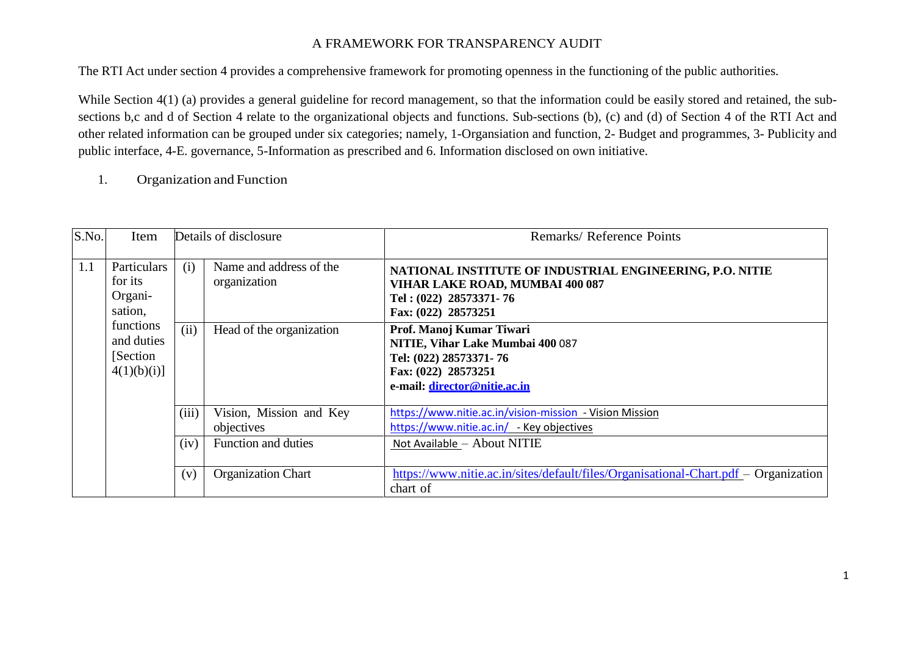# A FRAMEWORK FOR TRANSPARENCY AUDIT

The RTI Act under section 4 provides a comprehensive framework for promoting openness in the functioning of the public authorities.

While Section 4(1) (a) provides a general guideline for record management, so that the information could be easily stored and retained, the sub-sections b,c and d of Section 4 relate to the organizational objects and functions. Sub-sections (b), (c) and (d) of Section 4 of the RTI Act and other related information can be grouped under six categories; namely, 1-Organsiation and function, 2- Budget and programmes, 3- Publicity and public interface, 4-E. governance, 5-Information as prescribed and 6. Information disclosed on own initiative.

1. Organization and Function

| S.No. | Item | Details of disclosure | | Remarks/ Reference Points |
|---|---|---|---|---|
| 1.1 | Particulars for its Organi-sation, functions and duties [Section 4(1)(b)(i)] | (i) | Name and address of the organization | **NATIONAL INSTITUTE OF INDUSTRIAL ENGINEERING, P.O. NITIE VIHAR LAKE ROAD, MUMBAI 400 087**<br>**Tel : (022) 28573371- 76**<br>**Fax: (022) 28573251** |
| | | (ii) | Head of the organization | **Prof. Manoj Kumar Tiwari**<br>**NITIE, Vihar Lake Mumbai 400** 087<br>**Tel: (022) 28573371- 76**<br>**Fax: (022) 28573251**<br>**e-mail: director@nitie.ac.in** |
| | | (iii) | Vision, Mission and Key objectives | https://www.nitie.ac.in/vision-mission - Vision Mission<br>https://www.nitie.ac.in/ - Key objectives |
| | | (iv) | Function and duties | Not Available – About NITIE |
| | | (v) | Organization Chart | https://www.nitie.ac.in/sites/default/files/Organisational-Chart.pdf – Organization chart of |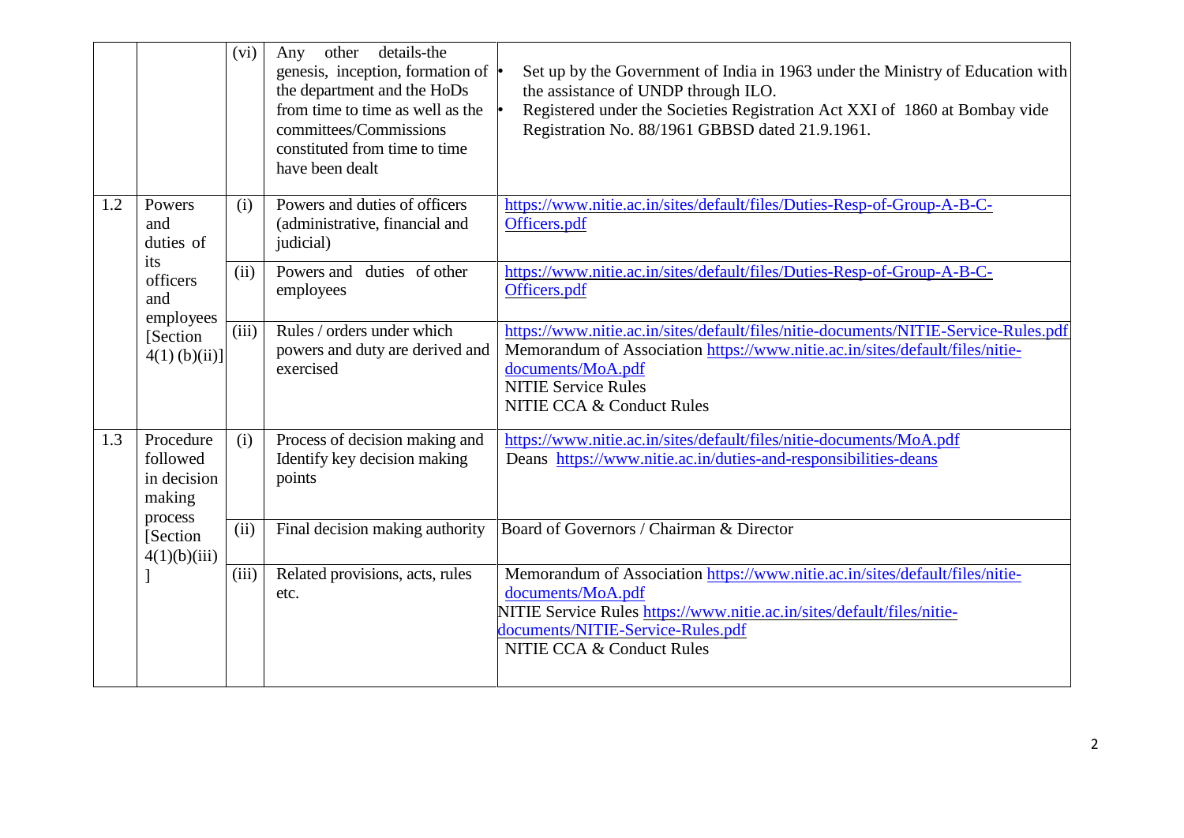| | | | | |
|---|---|---|---|---|
| | | (vi) | Any other details-the genesis, inception, formation of the department and the HoDs from time to time as well as the committees/Commissions constituted from time to time have been dealt | • Set up by the Government of India in 1963 under the Ministry of Education with the assistance of UNDP through ILO.<br>• Registered under the Societies Registration Act XXI of 1860 at Bombay vide Registration No. 88/1961 GBBSD dated 21.9.1961. |
| 1.2 | Powers and duties of its officers and employees [Section 4(1) (b)(ii)] | (i) | Powers and duties of officers (administrative, financial and judicial) | https://www.nitie.ac.in/sites/default/files/Duties-Resp-of-Group-A-B-C-Officers.pdf |
| | | (ii) | Powers and duties of other employees | https://www.nitie.ac.in/sites/default/files/Duties-Resp-of-Group-A-B-C-Officers.pdf |
| | | (iii) | Rules / orders under which powers and duty are derived and exercised | https://www.nitie.ac.in/sites/default/files/nitie-documents/NITIE-Service-Rules.pdf<br>Memorandum of Association https://www.nitie.ac.in/sites/default/files/nitie-documents/MoA.pdf<br>NITIE Service Rules<br>NITIE CCA & Conduct Rules |
| 1.3 | Procedure followed in decision making process [Section 4(1)(b)(iii) ] | (i) | Process of decision making and Identify key decision making points | https://www.nitie.ac.in/sites/default/files/nitie-documents/MoA.pdf<br>Deans https://www.nitie.ac.in/duties-and-responsibilities-deans |
| | | (ii) | Final decision making authority | Board of Governors / Chairman & Director |
| | | (iii) | Related provisions, acts, rules etc. | Memorandum of Association https://www.nitie.ac.in/sites/default/files/nitie-documents/MoA.pdf<br>NITIE Service Rules https://www.nitie.ac.in/sites/default/files/nitie-documents/NITIE-Service-Rules.pdf<br>NITIE CCA & Conduct Rules |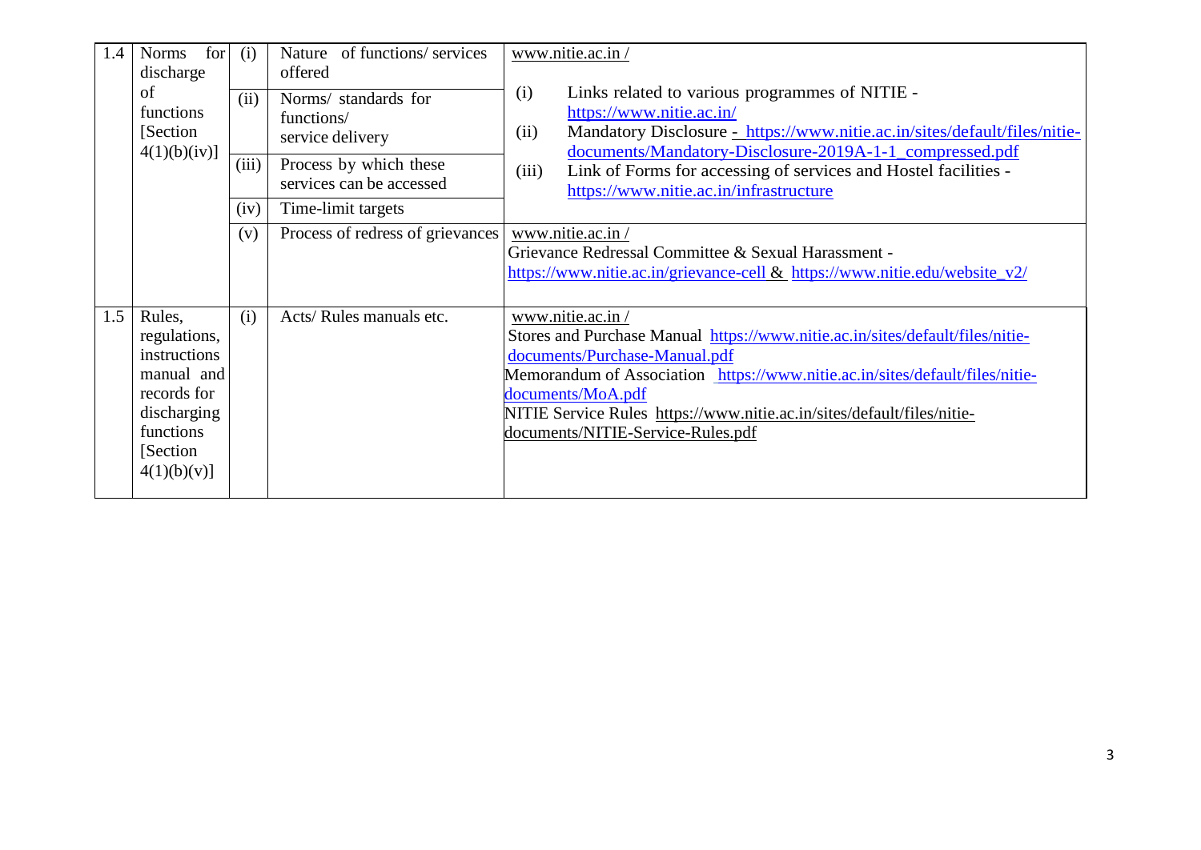| 1.4 | Norms for discharge of functions [Section 4(1)(b)(iv)] | (i) | Nature of functions/ services offered | www.nitie.ac.in / (i) Links related to various programmes of NITIE - https://www.nitie.ac.in/ (ii) Mandatory Disclosure - https://www.nitie.ac.in/sites/default/files/nitie-documents/Mandatory-Disclosure-2019A-1-1_compressed.pdf (iii) Link of Forms for accessing of services and Hostel facilities - https://www.nitie.ac.in/infrastructure |
|---|---|---|---|---|
| | | (ii) | Norms/ standards for functions/ service delivery | |
| | | (iii) | Process by which these services can be accessed | |
| | | (iv) | Time-limit targets | |
| | | (v) | Process of redress of grievances | www.nitie.ac.in / Grievance Redressal Committee & Sexual Harassment - https://www.nitie.ac.in/grievance-cell & https://www.nitie.edu/website_v2/ |
| 1.5 | Rules, regulations, instructions manual and records for discharging functions [Section 4(1)(b)(v)] | (i) | Acts/ Rules manuals etc. | www.nitie.ac.in / Stores and Purchase Manual https://www.nitie.ac.in/sites/default/files/nitie-documents/Purchase-Manual.pdf Memorandum of Association https://www.nitie.ac.in/sites/default/files/nitie-documents/MoA.pdf NITIE Service Rules https://www.nitie.ac.in/sites/default/files/nitie-documents/NITIE-Service-Rules.pdf |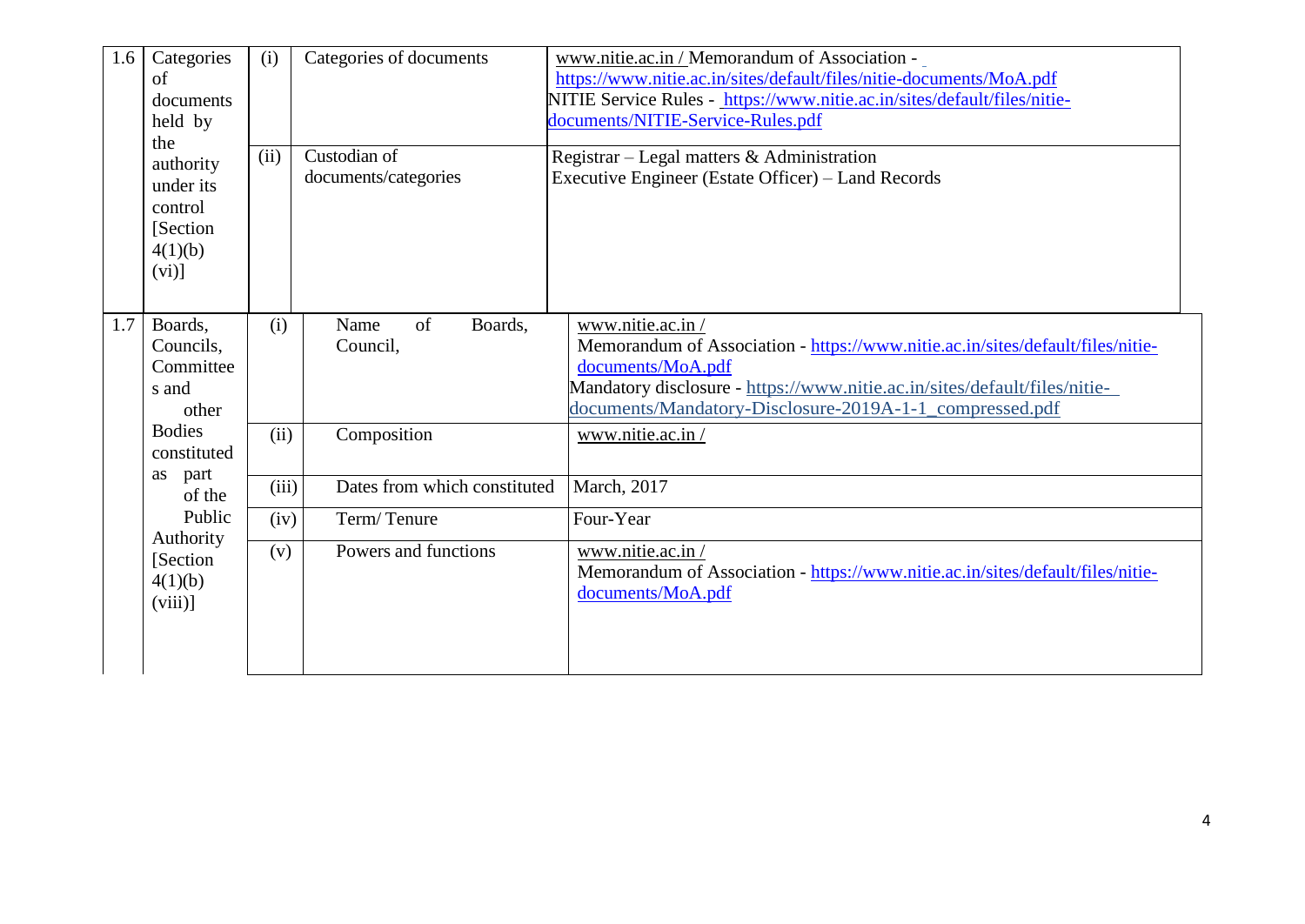| | | | | |
|---|---|---|---|---|
| 1.6 | Categories of documents held by the authority under its control [Section 4(1)(b)(vi)] | (i) | Categories of documents | www.nitie.ac.in / Memorandum of Association - https://www.nitie.ac.in/sites/default/files/nitie-documents/MoA.pdf<br>NITIE Service Rules - https://www.nitie.ac.in/sites/default/files/nitie-documents/NITIE-Service-Rules.pdf |
| | | (ii) | Custodian of documents/categories | Registrar – Legal matters & Administration<br>Executive Engineer (Estate Officer) – Land Records |
| 1.7 | Boards, Councils, Committees and other Bodies constituted as part of the Public Authority [Section 4(1)(b)(viii)] | (i) | Name of Boards, Council, | www.nitie.ac.in /<br>Memorandum of Association - https://www.nitie.ac.in/sites/default/files/nitie-documents/MoA.pdf<br>Mandatory disclosure - https://www.nitie.ac.in/sites/default/files/nitie-documents/Mandatory-Disclosure-2019A-1-1_compressed.pdf |
| | | (ii) | Composition | www.nitie.ac.in / |
| | | (iii) | Dates from which constituted | March, 2017 |
| | | (iv) | Term/ Tenure | Four-Year |
| | | (v) | Powers and functions | www.nitie.ac.in /<br>Memorandum of Association - https://www.nitie.ac.in/sites/default/files/nitie-documents/MoA.pdf |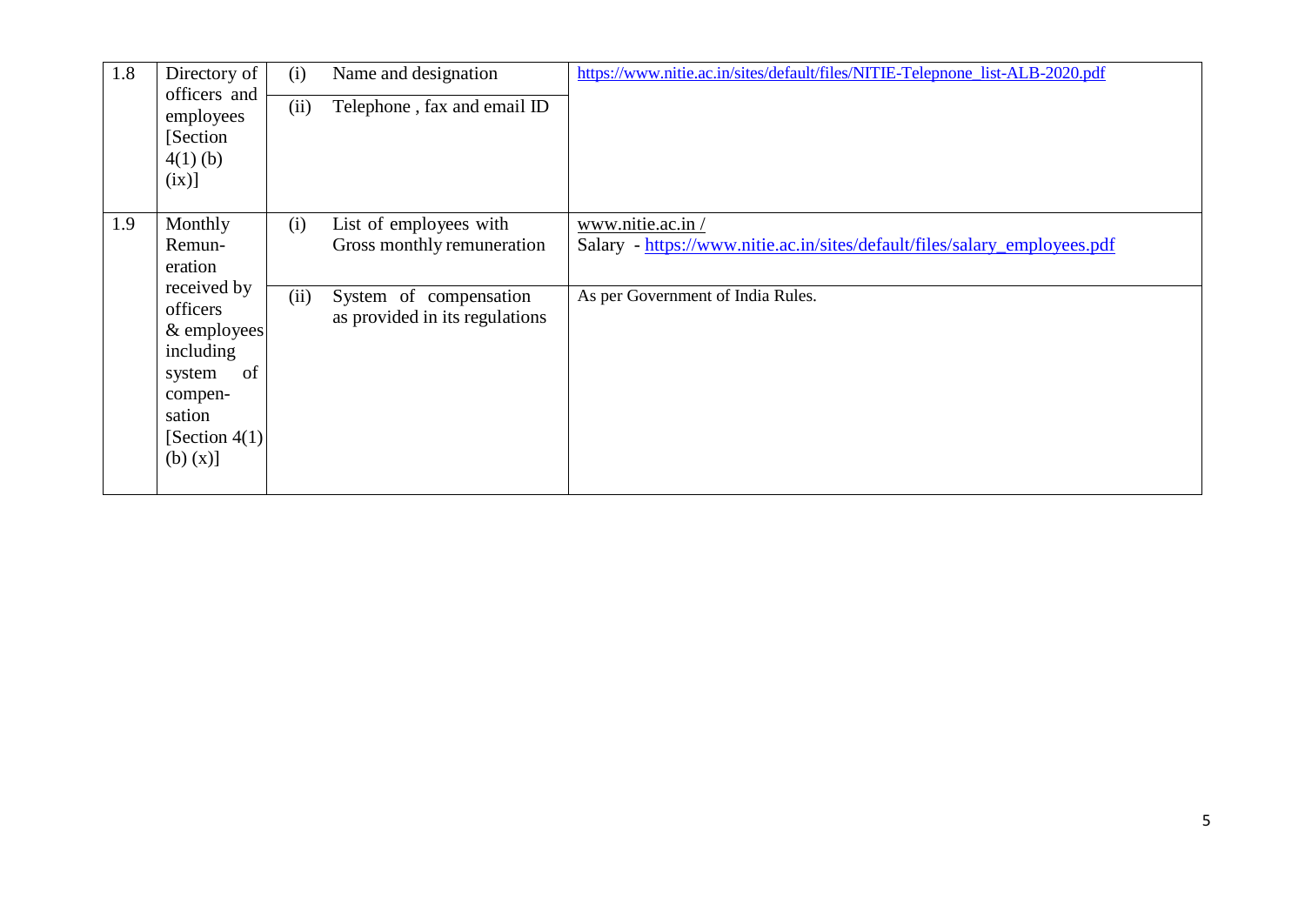| 1.8 | Directory of officers and employees [Section 4(1) (b) (ix)] | (i) | Name and designation | https://www.nitie.ac.in/sites/default/files/NITIE-Telepnone_list-ALB-2020.pdf |
|---|---|---|---|---|
| | | (ii) | Telephone , fax and email ID | |
| 1.9 | Monthly Remun-eration received by officers & employees including system of compen-sation [Section 4(1) (b) (x)] | (i) | List of employees with Gross monthly remuneration | www.nitie.ac.in / Salary - https://www.nitie.ac.in/sites/default/files/salary_employees.pdf |
| | | (ii) | System of compensation as provided in its regulations | As per Government of India Rules. |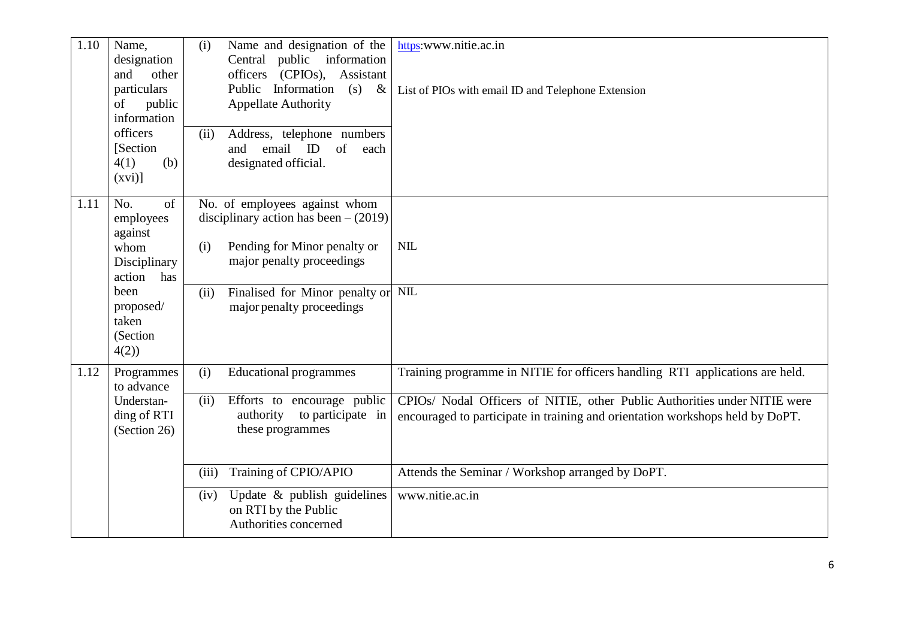| 1.10 | Name, designation and other particulars of public information officers [Section 4(1) (b) (xvi)] | (i) Name and designation of the Central public information officers (CPIOs), Assistant Public Information (s) & Appellate Authority | https:www.nitie.ac.in<br><br>List of PIOs with email ID and Telephone Extension |
|---|---|---|---|
| | | (ii) Address, telephone numbers and email ID of each designated official. | |
| 1.11 | No. of employees against whom Disciplinary action has been proposed/ taken (Section 4(2)) | No. of employees against whom disciplinary action has been – (2019)<br><br>(i) Pending for Minor penalty or major penalty proceedings | NIL |
| | | (ii) Finalised for Minor penalty or major penalty proceedings | NIL |
| 1.12 | Programmes to advance Understanding of RTI (Section 26) | (i) Educational programmes | Training programme in NITIE for officers handling RTI applications are held. |
| | | (ii) Efforts to encourage public authority to participate in these programmes | CPIOs/ Nodal Officers of NITIE, other Public Authorities under NITIE were encouraged to participate in training and orientation workshops held by DoPT. |
| | | (iii) Training of CPIO/APIO | Attends the Seminar / Workshop arranged by DoPT. |
| | | (iv) Update & publish guidelines on RTI by the Public Authorities concerned | www.nitie.ac.in |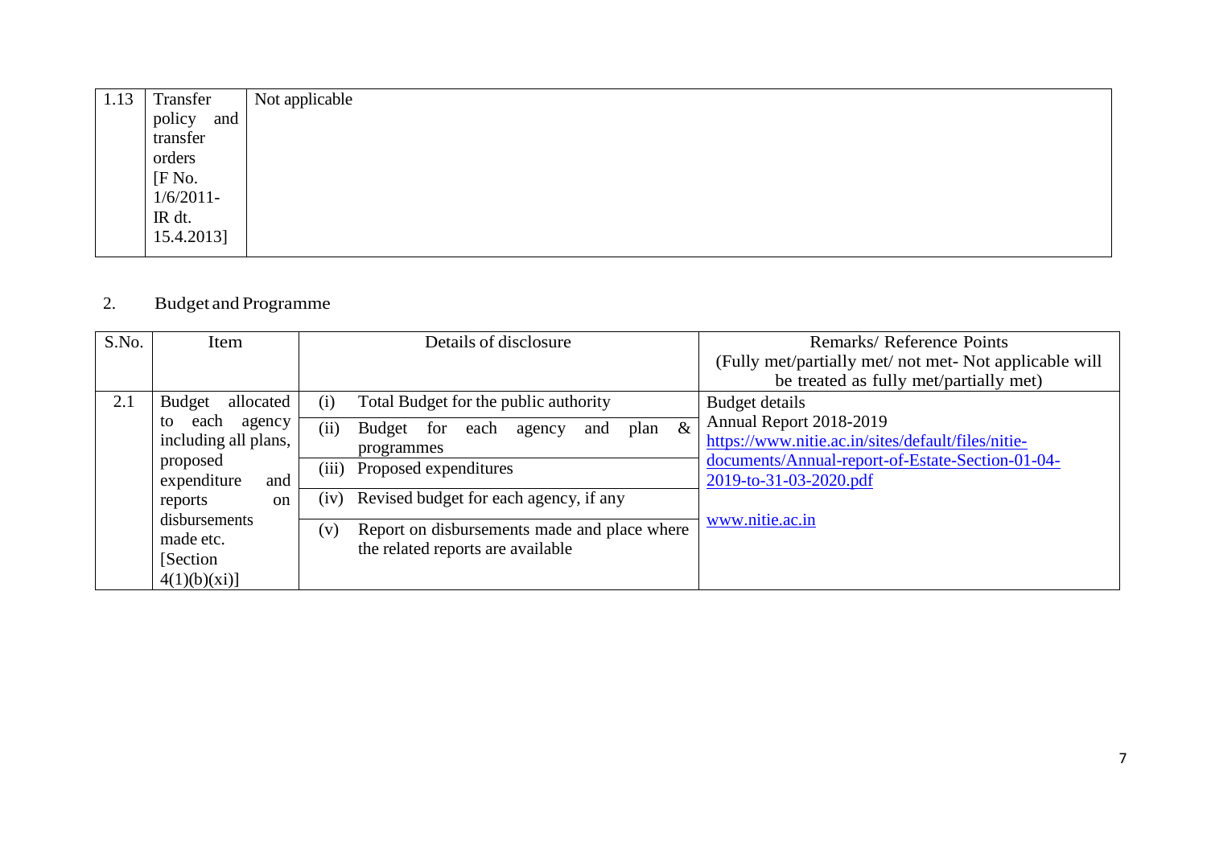| 1.13 | Transfer policy and transfer orders [F No. 1/6/2011-IR dt. 15.4.2013] | Not applicable |
|---|---|---|

2. Budget and Programme

| S.No. | Item | Details of disclosure | Remarks/ Reference Points (Fully met/partially met/ not met- Not applicable will be treated as fully met/partially met) |
|---|---|---|---|
| 2.1 | Budget allocated to each agency including all plans, proposed expenditure and reports on disbursements made etc. [Section 4(1)(b)(xi)] | (i) Total Budget for the public authority | Budget details<br>Annual Report 2018-2019<br>https://www.nitie.ac.in/sites/default/files/nitie-documents/Annual-report-of-Estate-Section-01-04-2019-to-31-03-2020.pdf<br><br>www.nitie.ac.in |
| | | (ii) Budget for each agency and plan & programmes | |
| | | (iii) Proposed expenditures | |
| | | (iv) Revised budget for each agency, if any | |
| | | (v) Report on disbursements made and place where the related reports are available | |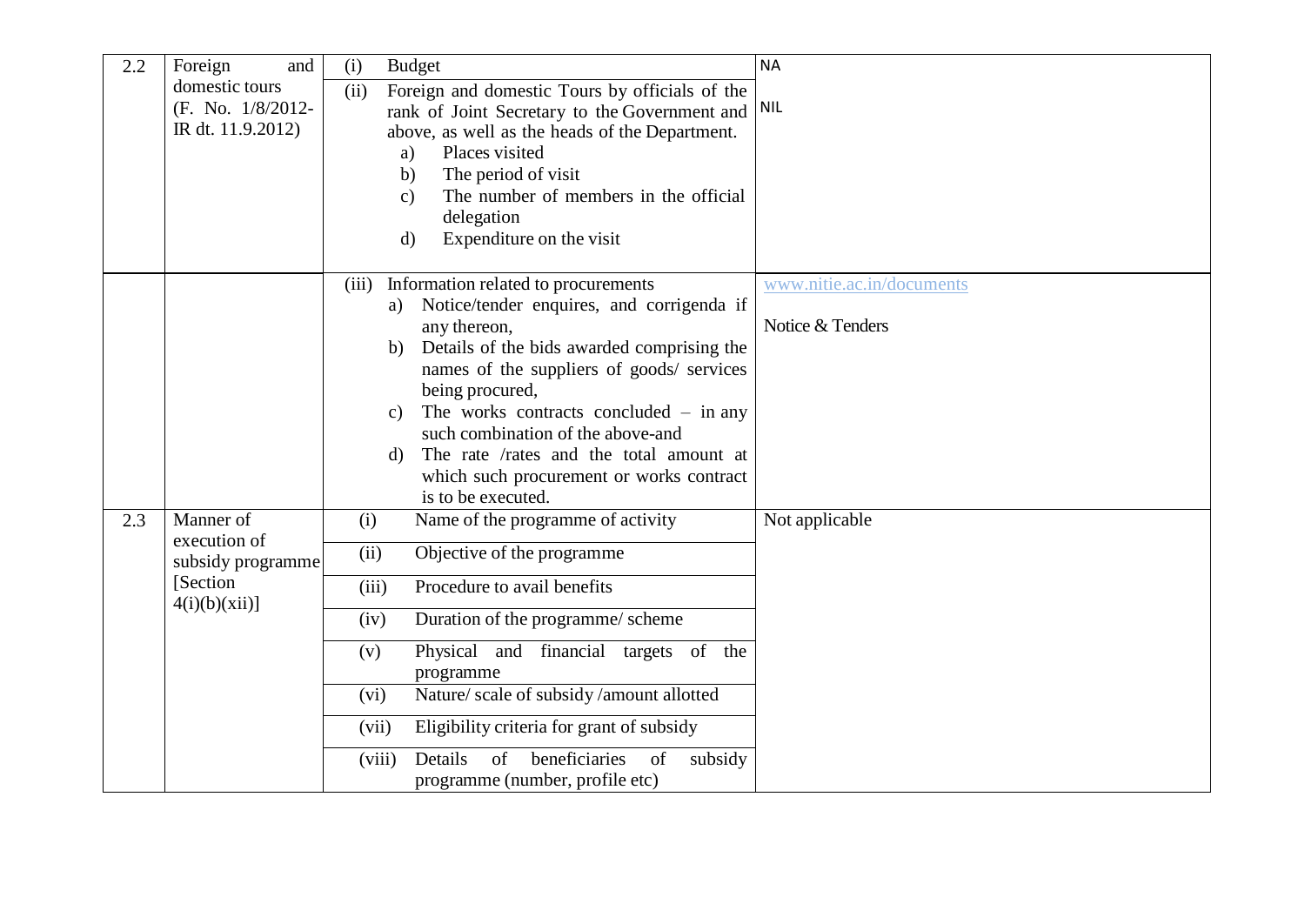| | | | |
|---|---|---|---|
| 2.2 | Foreign and domestic tours (F. No. 1/8/2012-IR dt. 11.9.2012) | (i) Budget | NA |
| | | (ii) Foreign and domestic Tours by officials of the rank of Joint Secretary to the Government and above, as well as the heads of the Department.<br>a) Places visited<br>b) The period of visit<br>c) The number of members in the official delegation<br>d) Expenditure on the visit | NIL |
| | | (iii) Information related to procurements<br>a) Notice/tender enquires, and corrigenda if any thereon,<br>b) Details of the bids awarded comprising the names of the suppliers of goods/ services being procured,<br>c) The works contracts concluded – in any such combination of the above-and<br>d) The rate /rates and the total amount at which such procurement or works contract is to be executed. | www.nitie.ac.in/documents<br><br>Notice & Tenders |
| 2.3 | Manner of execution of subsidy programme [Section 4(i)(b)(xii)] | (i) Name of the programme of activity | Not applicable |
| | | (ii) Objective of the programme | |
| | | (iii) Procedure to avail benefits | |
| | | (iv) Duration of the programme/ scheme | |
| | | (v) Physical and financial targets of the programme | |
| | | (vi) Nature/ scale of subsidy /amount allotted | |
| | | (vii) Eligibility criteria for grant of subsidy | |
| | | (viii) Details of beneficiaries of subsidy programme (number, profile etc) | |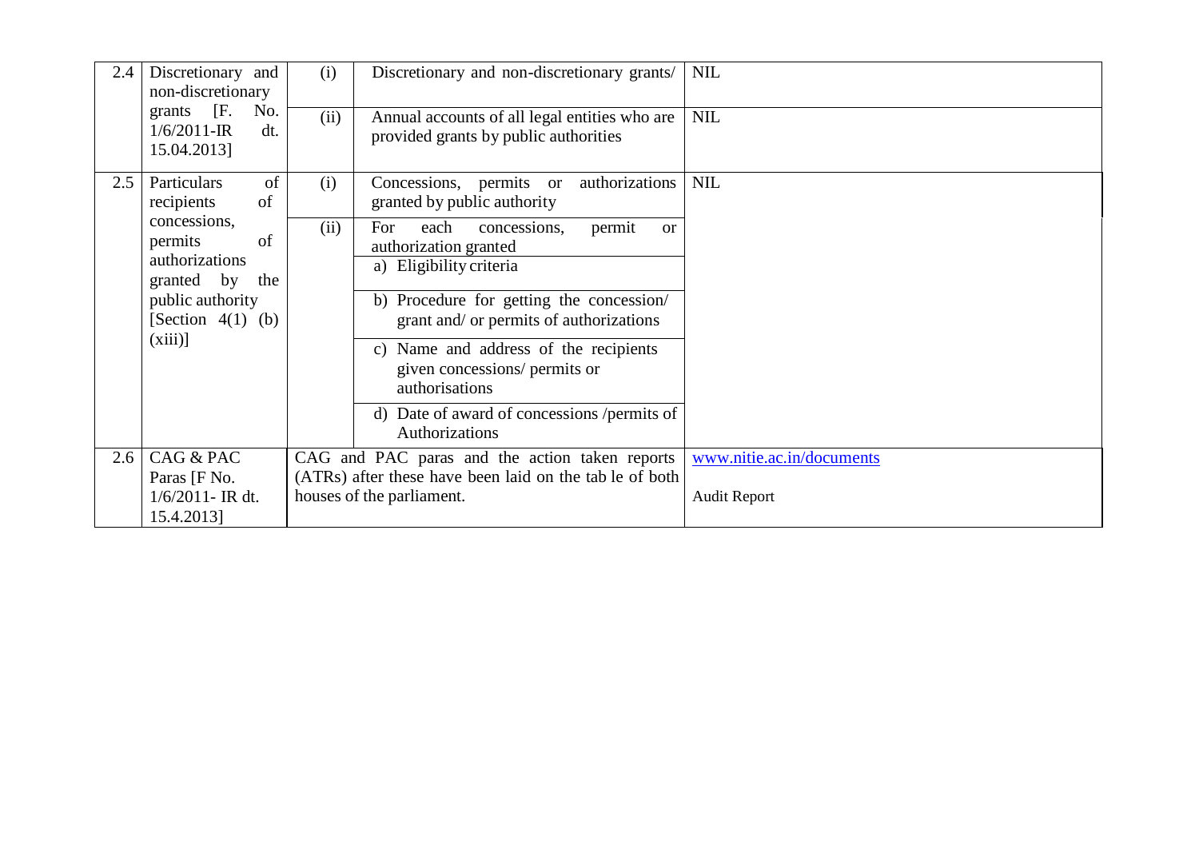| | | | | |
|---|---|---|---|---|
| 2.4 | Discretionary and non-discretionary grants [F. No. 1/6/2011-IR dt. 15.04.2013] | (i) | Discretionary and non-discretionary grants/ | NIL |
| | | (ii) | Annual accounts of all legal entities who are provided grants by public authorities | NIL |
| 2.5 | Particulars of recipients of concessions, permits of authorizations granted by the public authority [Section 4(1) (b) (xiii)] | (i) | Concessions, permits or authorizations granted by public authority | NIL |
| | | (ii) | For each concessions, permit or authorization granted | |
| | | | a) Eligibility criteria | |
| | | | b) Procedure for getting the concession/ grant and/ or permits of authorizations | |
| | | | c) Name and address of the recipients given concessions/ permits or authorisations | |
| | | | d) Date of award of concessions /permits of Authorizations | |
| 2.6 | CAG & PAC Paras [F No. 1/6/2011- IR dt. 15.4.2013] | CAG and PAC paras and the action taken reports (ATRs) after these have been laid on the tab le of both houses of the parliament. | | www.nitie.ac.in/documents<br><br>Audit Report |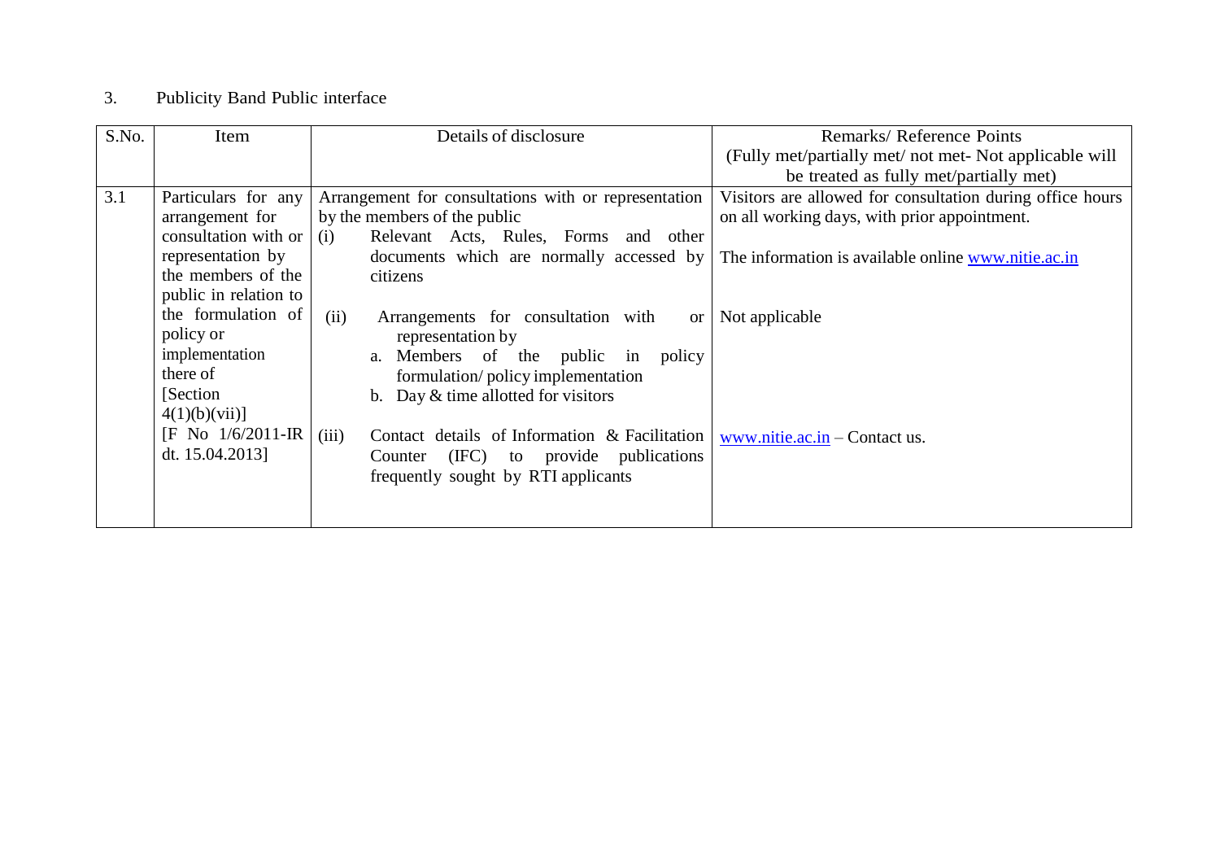3. Publicity Band Public interface

| S.No. | Item | Details of disclosure | Remarks/ Reference Points (Fully met/partially met/ not met- Not applicable will be treated as fully met/partially met) |
|---|---|---|---|
| 3.1 | Particulars for any arrangement for consultation with or representation by the members of the public in relation to the formulation of policy or implementation there of [Section 4(1)(b)(vii)] [F No 1/6/2011-IR dt. 15.04.2013] | Arrangement for consultations with or representation by the members of the public<br>(i) Relevant Acts, Rules, Forms and other documents which are normally accessed by citizens | Visitors are allowed for consultation during office hours on all working days, with prior appointment.<br><br>The information is available online www.nitie.ac.in |
| | | (ii) Arrangements for consultation with or representation by<br>a. Members of the public in policy formulation/ policy implementation<br>b. Day & time allotted for visitors | Not applicable |
| | | (iii) Contact details of Information & Facilitation Counter (IFC) to provide publications frequently sought by RTI applicants | www.nitie.ac.in – Contact us. |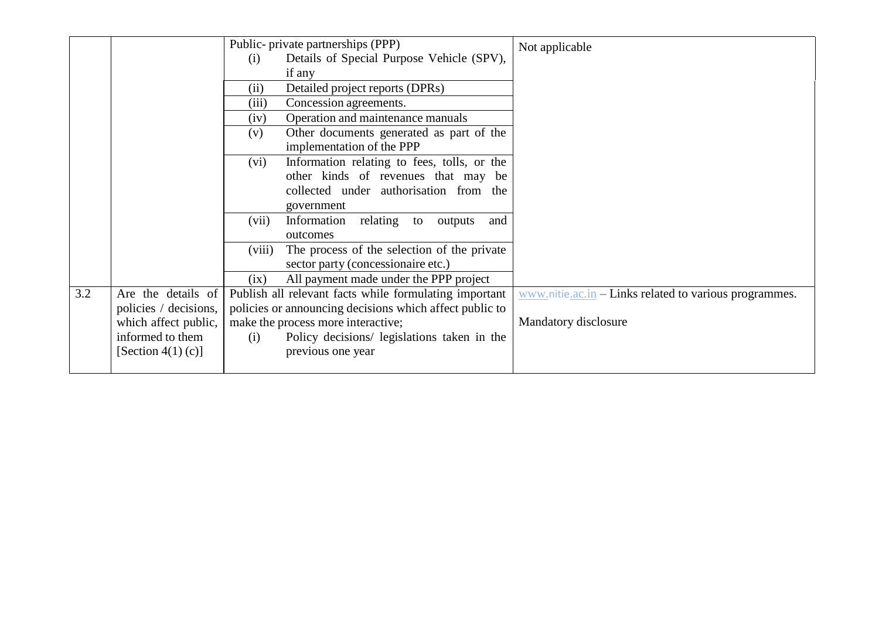| | | | |
|---|---|---|---|
| | | Public- private partnerships (PPP)<br>(i) Details of Special Purpose Vehicle (SPV), if any<br>(ii) Detailed project reports (DPRs)<br>(iii) Concession agreements.<br>(iv) Operation and maintenance manuals<br>(v) Other documents generated as part of the implementation of the PPP<br>(vi) Information relating to fees, tolls, or the other kinds of revenues that may be collected under authorisation from the government<br>(vii) Information relating to outputs and outcomes<br>(viii) The process of the selection of the private sector party (concessionaire etc.)<br>(ix) All payment made under the PPP project | Not applicable |
| 3.2 | Are the details of policies / decisions, which affect public, informed to them [Section 4(1) (c)] | Publish all relevant facts while formulating important policies or announcing decisions which affect public to make the process more interactive;<br>(i) Policy decisions/ legislations taken in the previous one year | www.nitie.ac.in – Links related to various programmes.<br><br>Mandatory disclosure |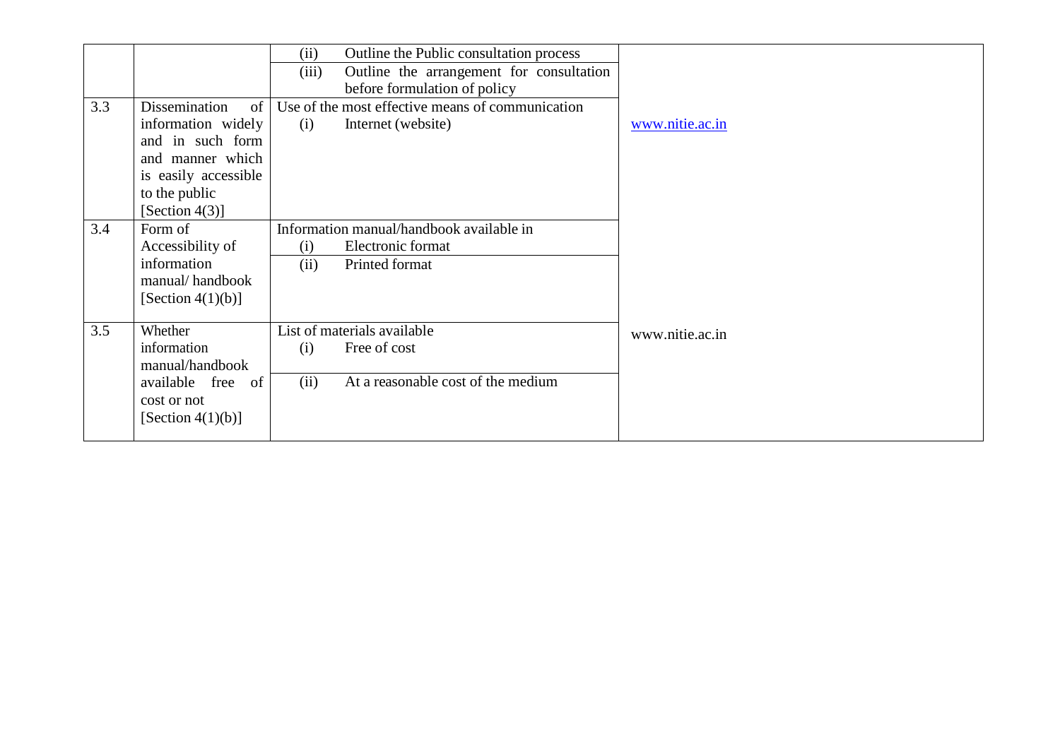|  |  |  |  |
|---|---|---|---|
|  |  | (ii) Outline the Public consultation process |  |
|  |  | (iii) Outline the arrangement for consultation before formulation of policy |  |
| 3.3 | Dissemination of information widely and in such form and manner which is easily accessible to the public [Section 4(3)] | Use of the most effective means of communication (i) Internet (website) | www.nitie.ac.in |
| 3.4 | Form of Accessibility of information manual/ handbook [Section 4(1)(b)] | Information manual/handbook available in (i) Electronic format |  |
|  |  | (ii) Printed format |  |
| 3.5 | Whether information manual/handbook available free of cost or not [Section 4(1)(b)] | List of materials available (i) Free of cost | www.nitie.ac.in |
|  |  | (ii) At a reasonable cost of the medium |  |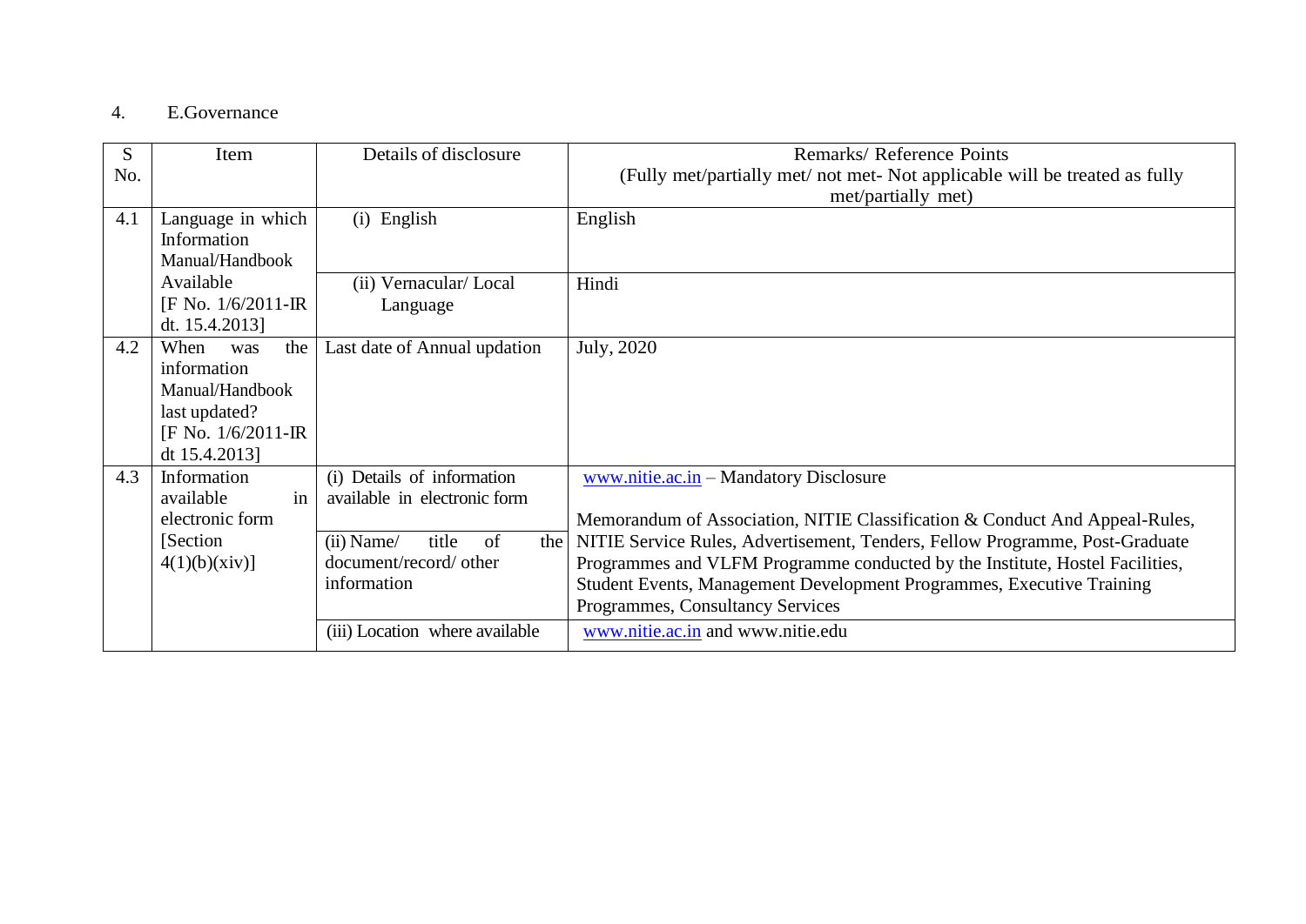4. E.Governance

| S No. | Item | Details of disclosure | Remarks/ Reference Points (Fully met/partially met/ not met- Not applicable will be treated as fully met/partially met) |
|---|---|---|---|
| 4.1 | Language in which Information Manual/Handbook Available [F No. 1/6/2011-IR dt. 15.4.2013] | (i) English | English |
| | | (ii) Vernacular/ Local Language | Hindi |
| 4.2 | When was the information Manual/Handbook last updated? [F No. 1/6/2011-IR dt 15.4.2013] | Last date of Annual updation | July, 2020 |
| 4.3 | Information available in electronic form [Section 4(1)(b)(xiv)] | (i) Details of information available in electronic form | www.nitie.ac.in – Mandatory Disclosure |
| | | (ii) Name/ title of the document/record/ other information | Memorandum of Association, NITIE Classification & Conduct And Appeal-Rules, NITIE Service Rules, Advertisement, Tenders, Fellow Programme, Post-Graduate Programmes and VLFM Programme conducted by the Institute, Hostel Facilities, Student Events, Management Development Programmes, Executive Training Programmes, Consultancy Services |
| | | (iii) Location where available | www.nitie.ac.in and www.nitie.edu |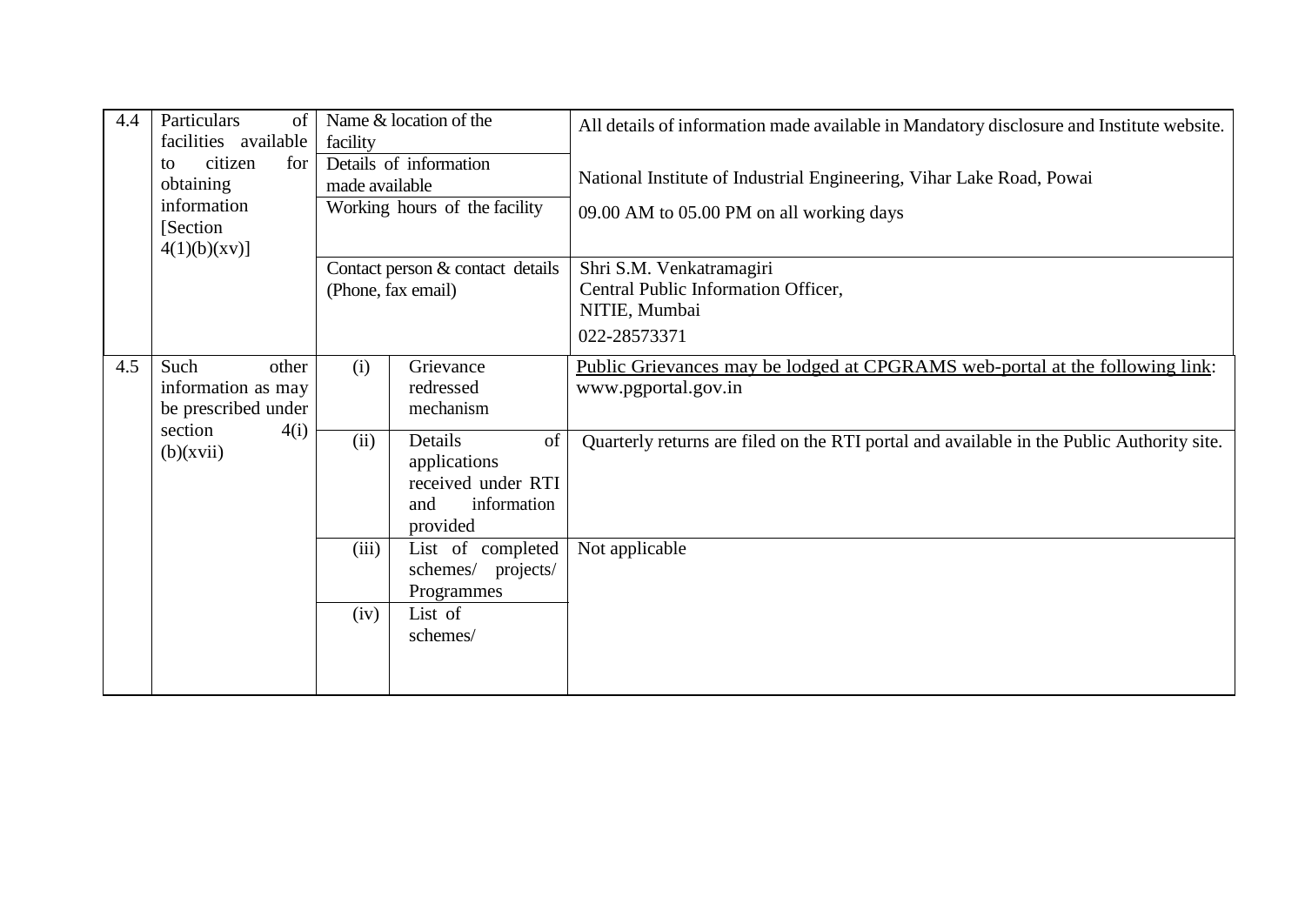| | | | | |
|---|---|---|---|---|
| 4.4 | Particulars of facilities available to citizen for obtaining information [Section 4(1)(b)(xv)] | Name & location of the facility | | All details of information made available in Mandatory disclosure and Institute website. |
| | | Details of information made available | | National Institute of Industrial Engineering, Vihar Lake Road, Powai |
| | | Working hours of the facility | | 09.00 AM to 05.00 PM on all working days |
| | | Contact person & contact details (Phone, fax email) | | Shri S.M. Venkatramagiri<br>Central Public Information Officer,<br>NITIE, Mumbai<br>022-28573371 |
| 4.5 | Such other information as may be prescribed under section 4(i) (b)(xvii) | (i) | Grievance redressed mechanism | Public Grievances may be lodged at CPGRAMS web-portal at the following link: www.pgportal.gov.in |
| | | (ii) | Details of applications received under RTI and information provided | Quarterly returns are filed on the RTI portal and available in the Public Authority site. |
| | | (iii) | List of completed schemes/ projects/ Programmes | Not applicable |
| | | (iv) | List of schemes/ | |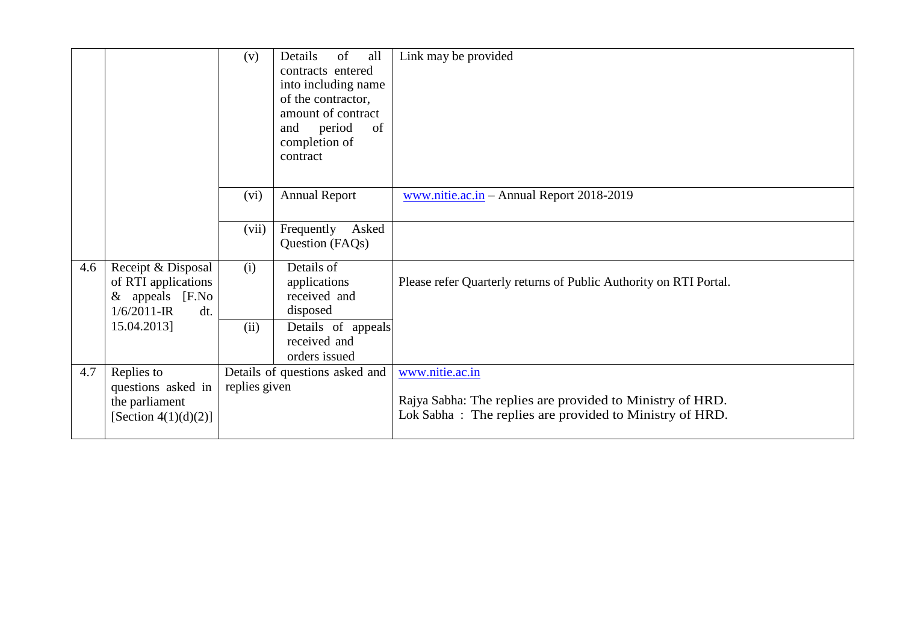| | | | | |
|---|---|---|---|---|
| | | (v) | Details of all contracts entered into including name of the contractor, amount of contract and period of completion of contract | Link may be provided |
| | | (vi) | Annual Report | www.nitie.ac.in – Annual Report 2018-2019 |
| | | (vii) | Frequently Asked Question (FAQs) | |
| 4.6 | Receipt & Disposal of RTI applications & appeals [F.No 1/6/2011-IR dt. 15.04.2013] | (i) | Details of applications received and disposed | Please refer Quarterly returns of Public Authority on RTI Portal. |
| | | (ii) | Details of appeals received and orders issued | |
| 4.7 | Replies to questions asked in the parliament [Section 4(1)(d)(2)] | Details of questions asked and replies given | | www.nitie.ac.in<br><br>Rajya Sabha: The replies are provided to Ministry of HRD.<br>Lok Sabha : The replies are provided to Ministry of HRD. |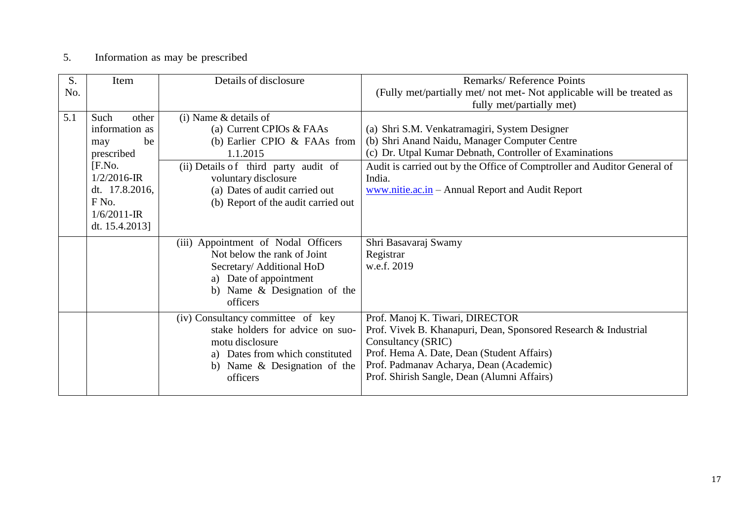5. Information as may be prescribed

| S. No. | Item | Details of disclosure | Remarks/ Reference Points (Fully met/partially met/ not met- Not applicable will be treated as fully met/partially met) |
|---|---|---|---|
| 5.1 | Such other information as may be prescribed [F.No. 1/2/2016-IR dt. 17.8.2016, F No. 1/6/2011-IR dt. 15.4.2013] | (i) Name & details of<br>(a) Current CPIOs & FAAs<br>(b) Earlier CPIO & FAAs from 1.1.2015 | (a) Shri S.M. Venkatramagiri, System Designer<br>(b) Shri Anand Naidu, Manager Computer Centre<br>(c) Dr. Utpal Kumar Debnath, Controller of Examinations |
| | | (ii) Details of third party audit of voluntary disclosure<br>(a) Dates of audit carried out<br>(b) Report of the audit carried out | Audit is carried out by the Office of Comptroller and Auditor General of India.<br>www.nitie.ac.in – Annual Report and Audit Report |
| | | (iii) Appointment of Nodal Officers Not below the rank of Joint Secretary/ Additional HoD<br>a) Date of appointment<br>b) Name & Designation of the officers | Shri Basavaraj Swamy<br>Registrar<br>w.e.f. 2019 |
| | | (iv) Consultancy committee of key stake holders for advice on suo-motu disclosure<br>a) Dates from which constituted<br>b) Name & Designation of the officers | Prof. Manoj K. Tiwari, DIRECTOR<br>Prof. Vivek B. Khanapuri, Dean, Sponsored Research & Industrial Consultancy (SRIC)<br>Prof. Hema A. Date, Dean (Student Affairs)<br>Prof. Padmanav Acharya, Dean (Academic)<br>Prof. Shirish Sangle, Dean (Alumni Affairs) |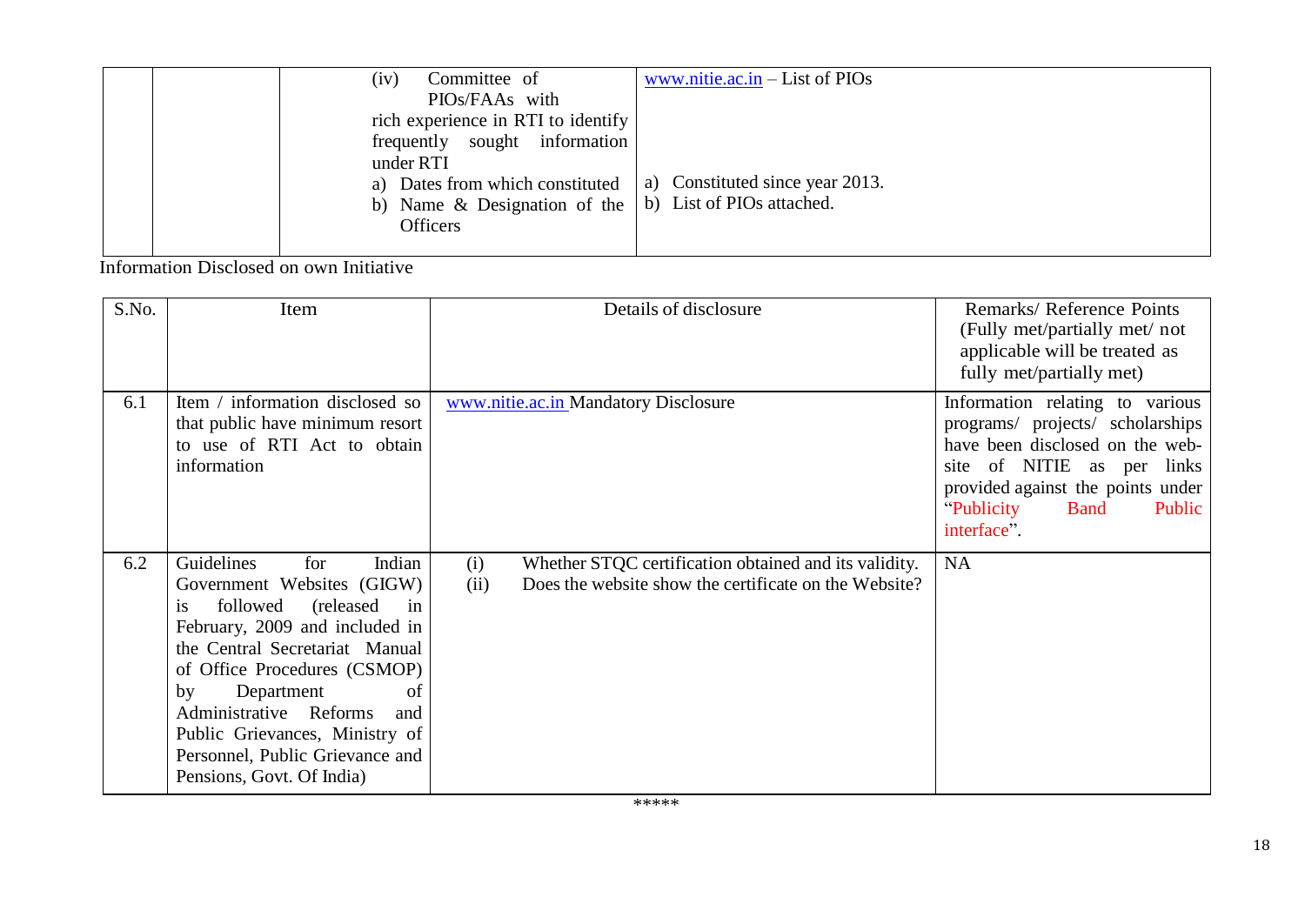| | | | |
|---|---|---|---|
| | | (iv) Committee of PIOs/FAAs with rich experience in RTI to identify frequently sought information under RTI<br>a) Dates from which constituted<br>b) Name & Designation of the Officers | www.nitie.ac.in – List of PIOs<br><br>a) Constituted since year 2013.<br>b) List of PIOs attached. |

Information Disclosed on own Initiative

| S.No. | Item | Details of disclosure | Remarks/ Reference Points (Fully met/partially met/ not applicable will be treated as fully met/partially met) |
|---|---|---|---|
| 6.1 | Item / information disclosed so that public have minimum resort to use of RTI Act to obtain information | www.nitie.ac.in Mandatory Disclosure | Information relating to various programs/ projects/ scholarships have been disclosed on the web-site of NITIE as per links provided against the points under "Publicity Band Public interface". |
| 6.2 | Guidelines for Indian Government Websites (GIGW) is followed (released in February, 2009 and included in the Central Secretariat Manual of Office Procedures (CSMOP) by Department of Administrative Reforms and Public Grievances, Ministry of Personnel, Public Grievance and Pensions, Govt. Of India) | (i) Whether STQC certification obtained and its validity.<br>(ii) Does the website show the certificate on the Website? | NA |

*****